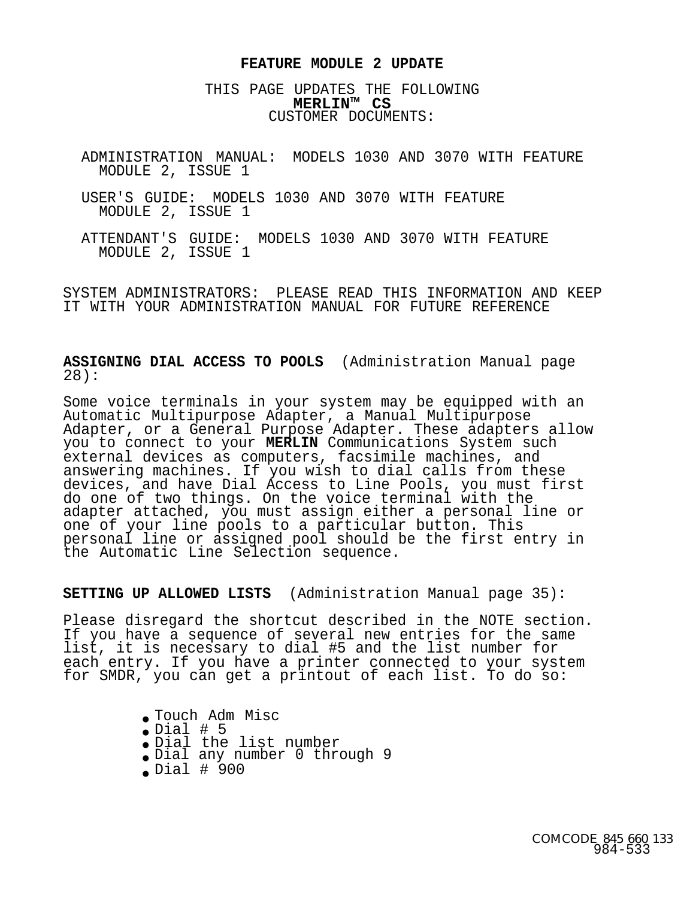# FEATURE MODULE 2 UPDATE

THIS PAGE UPDATES THE FOLLOWING
**MERLIN™ CS**
CUSTOMER DOCUMENTS:

ADMINISTRATION MANUAL: MODELS 1030 AND 3070 WITH FEATURE MODULE 2, ISSUE 1

USER'S GUIDE: MODELS 1030 AND 3070 WITH FEATURE MODULE 2, ISSUE 1

ATTENDANT'S GUIDE: MODELS 1030 AND 3070 WITH FEATURE MODULE 2, ISSUE 1

SYSTEM ADMINISTRATORS: PLEASE READ THIS INFORMATION AND KEEP IT WITH YOUR ADMINISTRATION MANUAL FOR FUTURE REFERENCE

**ASSIGNING DIAL ACCESS TO POOLS** (Administration Manual page 28):

Some voice terminals in your system may be equipped with an Automatic Multipurpose Adapter, a Manual Multipurpose Adapter, or a General Purpose Adapter. These adapters allow you to connect to your **MERLIN** Communications System such external devices as computers, facsimile machines, and answering machines. If you wish to dial calls from these devices, and have Dial Access to Line Pools, you must first do one of two things. On the voice terminal with the adapter attached, you must assign either a personal line or one of your line pools to a particular button. This personal line or assigned pool should be the first entry in the Automatic Line Selection sequence.

**SETTING UP ALLOWED LISTS** (Administration Manual page 35):

Please disregard the shortcut described in the NOTE section. If you have a sequence of several new entries for the same list, it is necessary to dial #5 and the list number for each entry. If you have a printer connected to your system for SMDR, you can get a printout of each list. To do so:

- Touch Adm Misc
- Dial # 5
- Dial the list number
- Dial any number 0 through 9
- Dial # 900

COMCODE 845 660 133
984-533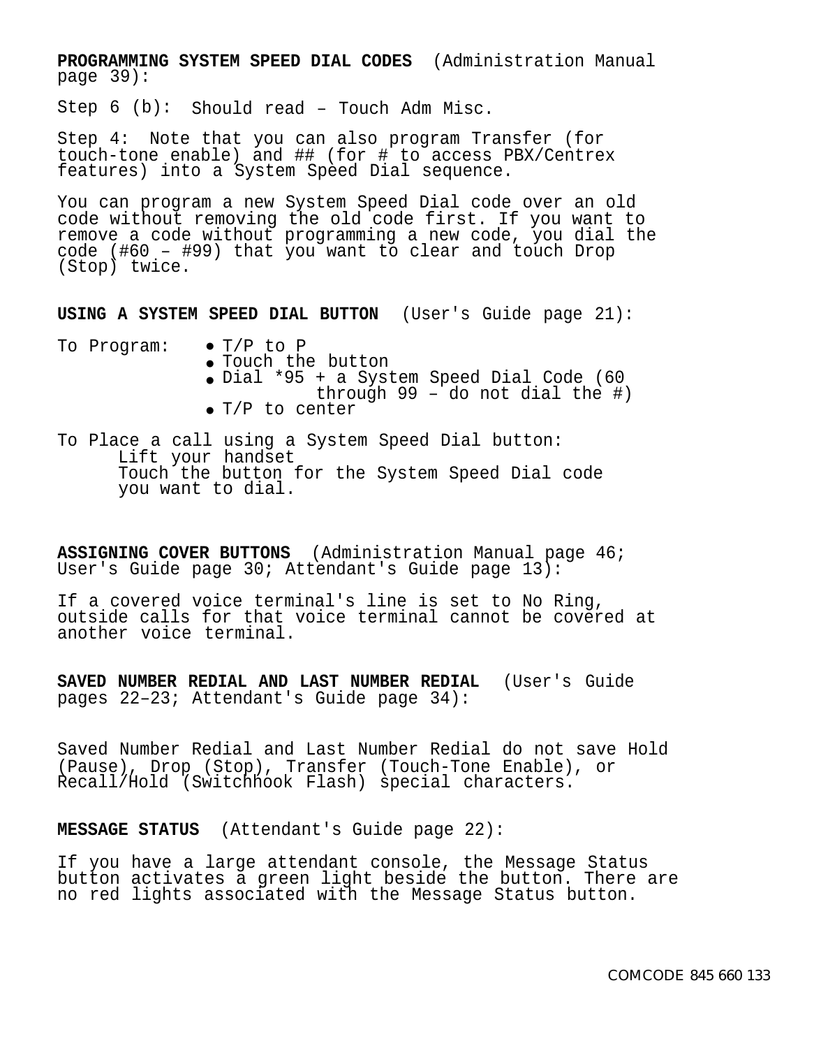**PROGRAMMING SYSTEM SPEED DIAL CODES** (Administration Manual page 39):

Step 6 (b): Should read – Touch Adm Misc.

Step 4: Note that you can also program Transfer (for touch-tone enable) and ## (for # to access PBX/Centrex features) into a System Speed Dial sequence.

You can program a new System Speed Dial code over an old code without removing the old code first. If you want to remove a code without programming a new code, you dial the code (#60 – #99) that you want to clear and touch Drop (Stop) twice.

**USING A SYSTEM SPEED DIAL BUTTON** (User's Guide page 21):

To Program:

- T/P to P
- Touch the button
- Dial *95 + a System Speed Dial Code (60 through 99 – do not dial the #)
- T/P to center

To Place a call using a System Speed Dial button:
Lift your handset
Touch the button for the System Speed Dial code you want to dial.

**ASSIGNING COVER BUTTONS** (Administration Manual page 46; User's Guide page 30; Attendant's Guide page 13):

If a covered voice terminal's line is set to No Ring, outside calls for that voice terminal cannot be covered at another voice terminal.

**SAVED NUMBER REDIAL AND LAST NUMBER REDIAL** (User's Guide pages 22–23; Attendant's Guide page 34):

Saved Number Redial and Last Number Redial do not save Hold (Pause), Drop (Stop), Transfer (Touch-Tone Enable), or Recall/Hold (Switchhook Flash) special characters.

**MESSAGE STATUS** (Attendant's Guide page 22):

If you have a large attendant console, the Message Status button activates a green light beside the button. There are no red lights associated with the Message Status button.

COMCODE 845 660 133